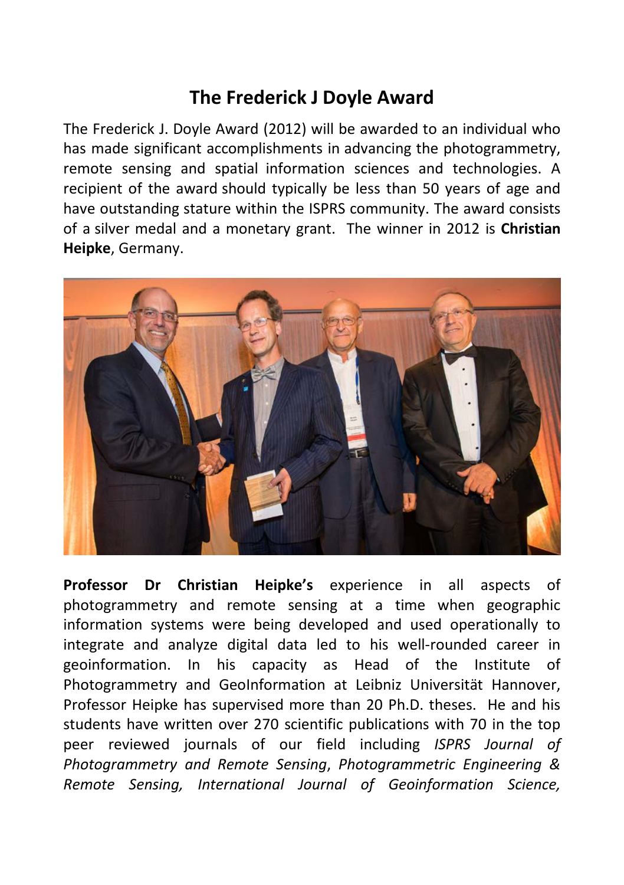# The Frederick J Doyle Award

The Frederick J. Doyle Award (2012) will be awarded to an individual who has made significant accomplishments in advancing the photogrammetry, remote sensing and spatial information sciences and technologies. A recipient of the award should typically be less than 50 years of age and have outstanding stature within the ISPRS community. The award consists of a silver medal and a monetary grant. The winner in 2012 is **Christian Heipke**, Germany.

**Professor Dr Christian Heipke's** experience in all aspects of photogrammetry and remote sensing at a time when geographic information systems were being developed and used operationally to integrate and analyze digital data led to his well-rounded career in geoinformation. In his capacity as Head of the Institute of Photogrammetry and GeoInformation at Leibniz Universität Hannover, Professor Heipke has supervised more than 20 Ph.D. theses. He and his students have written over 270 scientific publications with 70 in the top peer reviewed journals of our field including *ISPRS Journal of Photogrammetry and Remote Sensing*, *Photogrammetric Engineering & Remote Sensing, International Journal of Geoinformation Science,*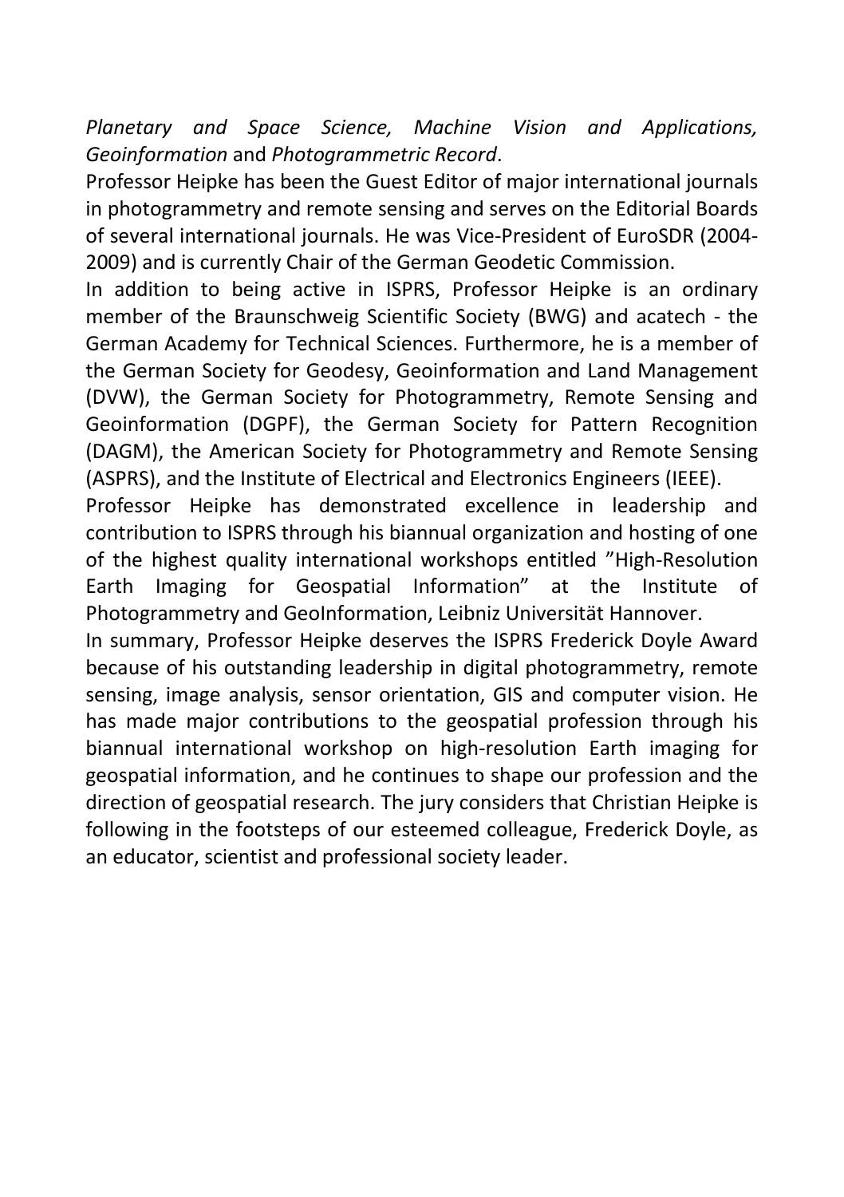*Planetary and Space Science, Machine Vision and Applications, Geoinformation* and *Photogrammetric Record*.

Professor Heipke has been the Guest Editor of major international journals in photogrammetry and remote sensing and serves on the Editorial Boards of several international journals. He was Vice-President of EuroSDR (2004-2009) and is currently Chair of the German Geodetic Commission.

In addition to being active in ISPRS, Professor Heipke is an ordinary member of the Braunschweig Scientific Society (BWG) and acatech - the German Academy for Technical Sciences. Furthermore, he is a member of the German Society for Geodesy, Geoinformation and Land Management (DVW), the German Society for Photogrammetry, Remote Sensing and Geoinformation (DGPF), the German Society for Pattern Recognition (DAGM), the American Society for Photogrammetry and Remote Sensing (ASPRS), and the Institute of Electrical and Electronics Engineers (IEEE).

Professor Heipke has demonstrated excellence in leadership and contribution to ISPRS through his biannual organization and hosting of one of the highest quality international workshops entitled "High-Resolution Earth Imaging for Geospatial Information" at the Institute of Photogrammetry and GeoInformation, Leibniz Universität Hannover.

In summary, Professor Heipke deserves the ISPRS Frederick Doyle Award because of his outstanding leadership in digital photogrammetry, remote sensing, image analysis, sensor orientation, GIS and computer vision. He has made major contributions to the geospatial profession through his biannual international workshop on high-resolution Earth imaging for geospatial information, and he continues to shape our profession and the direction of geospatial research. The jury considers that Christian Heipke is following in the footsteps of our esteemed colleague, Frederick Doyle, as an educator, scientist and professional society leader.